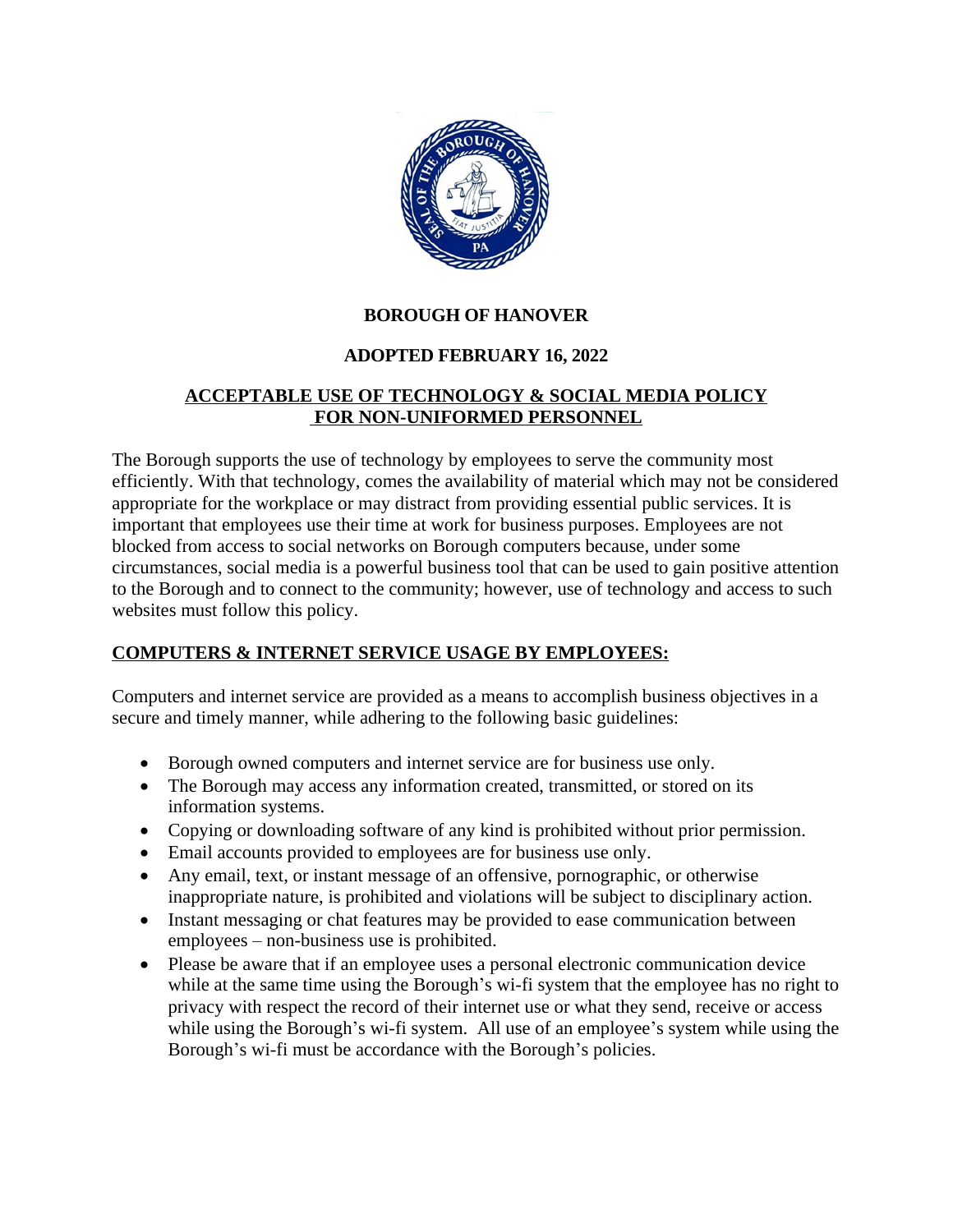**BOROUGH OF HANOVER**

**ADOPTED FEBRUARY 16, 2022**

# ACCEPTABLE USE OF TECHNOLOGY & SOCIAL MEDIA POLICY FOR NON-UNIFORMED PERSONNEL

The Borough supports the use of technology by employees to serve the community most efficiently. With that technology, comes the availability of material which may not be considered appropriate for the workplace or may distract from providing essential public services. It is important that employees use their time at work for business purposes. Employees are not blocked from access to social networks on Borough computers because, under some circumstances, social media is a powerful business tool that can be used to gain positive attention to the Borough and to connect to the community; however, use of technology and access to such websites must follow this policy.

## COMPUTERS & INTERNET SERVICE USAGE BY EMPLOYEES:

Computers and internet service are provided as a means to accomplish business objectives in a secure and timely manner, while adhering to the following basic guidelines:

- Borough owned computers and internet service are for business use only.
- The Borough may access any information created, transmitted, or stored on its information systems.
- Copying or downloading software of any kind is prohibited without prior permission.
- Email accounts provided to employees are for business use only.
- Any email, text, or instant message of an offensive, pornographic, or otherwise inappropriate nature, is prohibited and violations will be subject to disciplinary action.
- Instant messaging or chat features may be provided to ease communication between employees – non-business use is prohibited.
- Please be aware that if an employee uses a personal electronic communication device while at the same time using the Borough's wi-fi system that the employee has no right to privacy with respect the record of their internet use or what they send, receive or access while using the Borough's wi-fi system. All use of an employee's system while using the Borough's wi-fi must be accordance with the Borough's policies.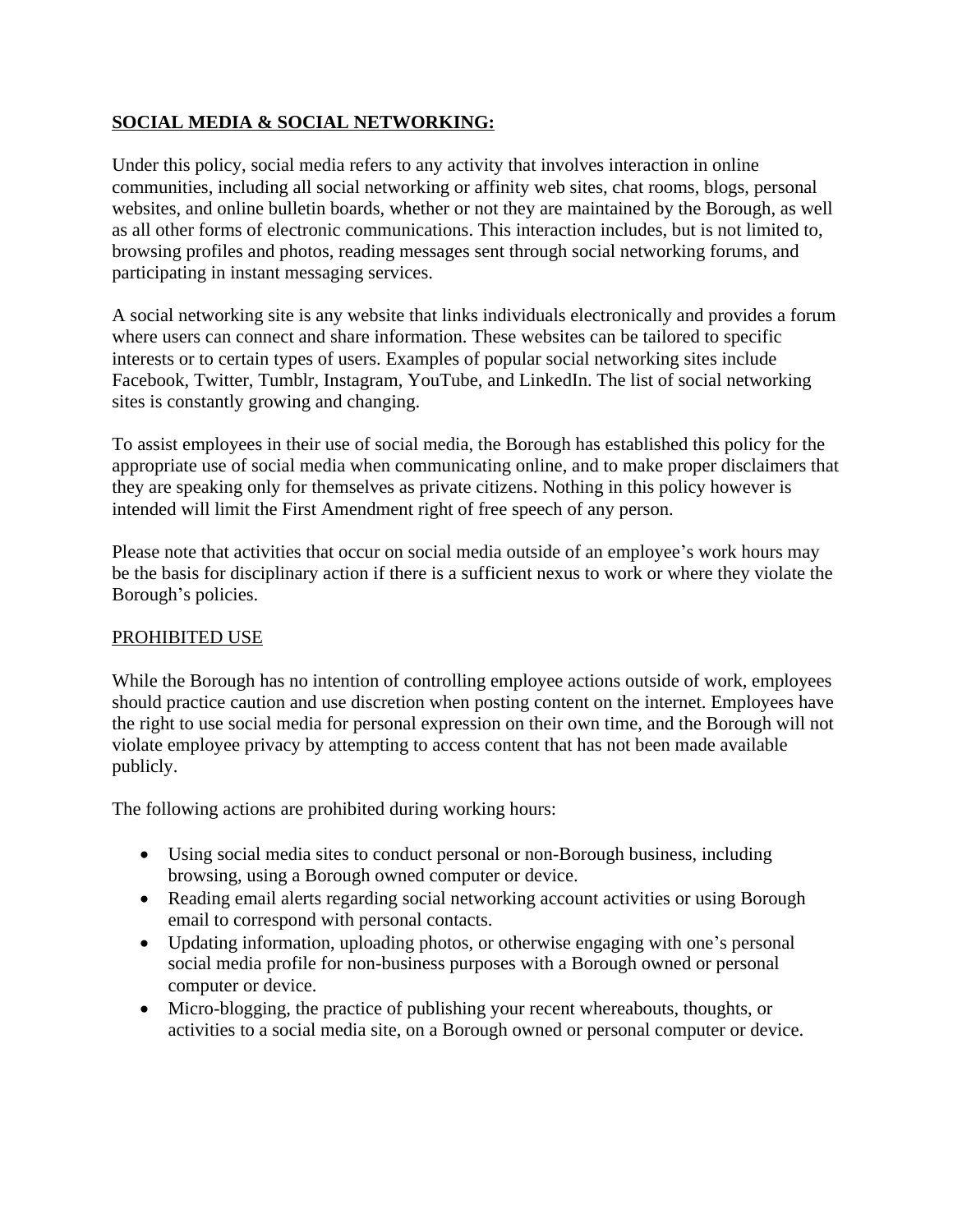## **SOCIAL MEDIA & SOCIAL NETWORKING:**

Under this policy, social media refers to any activity that involves interaction in online communities, including all social networking or affinity web sites, chat rooms, blogs, personal websites, and online bulletin boards, whether or not they are maintained by the Borough, as well as all other forms of electronic communications. This interaction includes, but is not limited to, browsing profiles and photos, reading messages sent through social networking forums, and participating in instant messaging services.

A social networking site is any website that links individuals electronically and provides a forum where users can connect and share information. These websites can be tailored to specific interests or to certain types of users. Examples of popular social networking sites include Facebook, Twitter, Tumblr, Instagram, YouTube, and LinkedIn. The list of social networking sites is constantly growing and changing.

To assist employees in their use of social media, the Borough has established this policy for the appropriate use of social media when communicating online, and to make proper disclaimers that they are speaking only for themselves as private citizens. Nothing in this policy however is intended will limit the First Amendment right of free speech of any person.

Please note that activities that occur on social media outside of an employee's work hours may be the basis for disciplinary action if there is a sufficient nexus to work or where they violate the Borough's policies.

### PROHIBITED USE

While the Borough has no intention of controlling employee actions outside of work, employees should practice caution and use discretion when posting content on the internet. Employees have the right to use social media for personal expression on their own time, and the Borough will not violate employee privacy by attempting to access content that has not been made available publicly.

The following actions are prohibited during working hours:

- Using social media sites to conduct personal or non-Borough business, including browsing, using a Borough owned computer or device.
- Reading email alerts regarding social networking account activities or using Borough email to correspond with personal contacts.
- Updating information, uploading photos, or otherwise engaging with one's personal social media profile for non-business purposes with a Borough owned or personal computer or device.
- Micro-blogging, the practice of publishing your recent whereabouts, thoughts, or activities to a social media site, on a Borough owned or personal computer or device.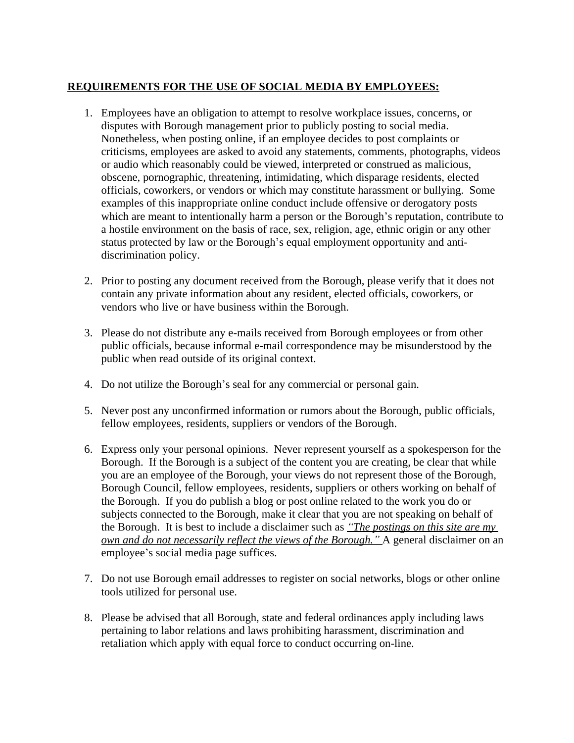**<u>REQUIREMENTS FOR THE USE OF SOCIAL MEDIA BY EMPLOYEES:</u>**

1. Employees have an obligation to attempt to resolve workplace issues, concerns, or disputes with Borough management prior to publicly posting to social media. Nonetheless, when posting online, if an employee decides to post complaints or criticisms, employees are asked to avoid any statements, comments, photographs, videos or audio which reasonably could be viewed, interpreted or construed as malicious, obscene, pornographic, threatening, intimidating, which disparage residents, elected officials, coworkers, or vendors or which may constitute harassment or bullying. Some examples of this inappropriate online conduct include offensive or derogatory posts which are meant to intentionally harm a person or the Borough's reputation, contribute to a hostile environment on the basis of race, sex, religion, age, ethnic origin or any other status protected by law or the Borough's equal employment opportunity and anti-discrimination policy.

2. Prior to posting any document received from the Borough, please verify that it does not contain any private information about any resident, elected officials, coworkers, or vendors who live or have business within the Borough.

3. Please do not distribute any e-mails received from Borough employees or from other public officials, because informal e-mail correspondence may be misunderstood by the public when read outside of its original context.

4. Do not utilize the Borough's seal for any commercial or personal gain.

5. Never post any unconfirmed information or rumors about the Borough, public officials, fellow employees, residents, suppliers or vendors of the Borough.

6. Express only your personal opinions. Never represent yourself as a spokesperson for the Borough. If the Borough is a subject of the content you are creating, be clear that while you are an employee of the Borough, your views do not represent those of the Borough, Borough Council, fellow employees, residents, suppliers or others working on behalf of the Borough. If you do publish a blog or post online related to the work you do or subjects connected to the Borough, make it clear that you are not speaking on behalf of the Borough. It is best to include a disclaimer such as <u>*"The postings on this site are my own and do not necessarily reflect the views of the Borough."*</u> A general disclaimer on an employee's social media page suffices.

7. Do not use Borough email addresses to register on social networks, blogs or other online tools utilized for personal use.

8. Please be advised that all Borough, state and federal ordinances apply including laws pertaining to labor relations and laws prohibiting harassment, discrimination and retaliation which apply with equal force to conduct occurring on-line.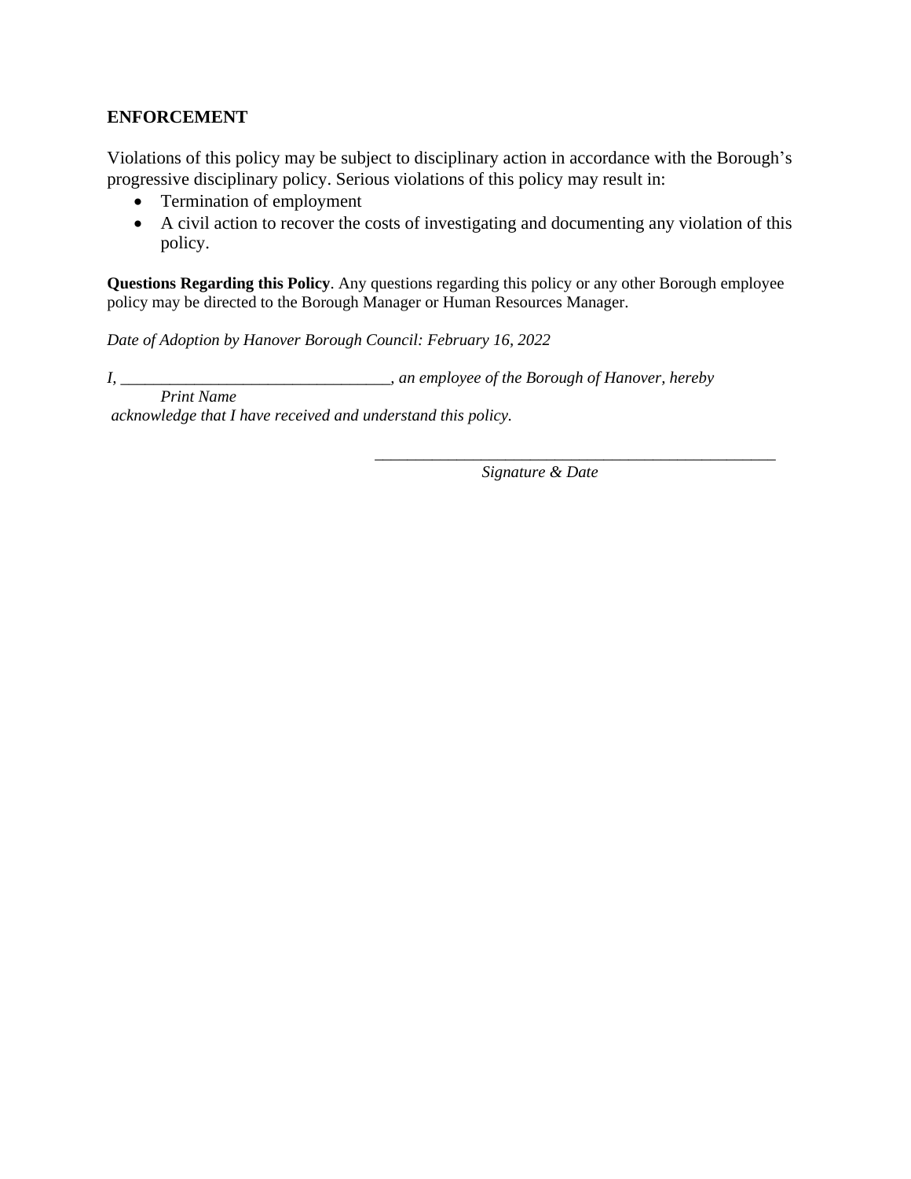## ENFORCEMENT

Violations of this policy may be subject to disciplinary action in accordance with the Borough's progressive disciplinary policy. Serious violations of this policy may result in:

- Termination of employment
- A civil action to recover the costs of investigating and documenting any violation of this policy.

**Questions Regarding this Policy**. Any questions regarding this policy or any other Borough employee policy may be directed to the Borough Manager or Human Resources Manager.

*Date of Adoption by Hanover Borough Council: February 16, 2022*

*I, _________________________________, an employee of the Borough of Hanover, hereby*
*Print Name*
*acknowledge that I have received and understand this policy.*

___________________________________________________
*Signature & Date*